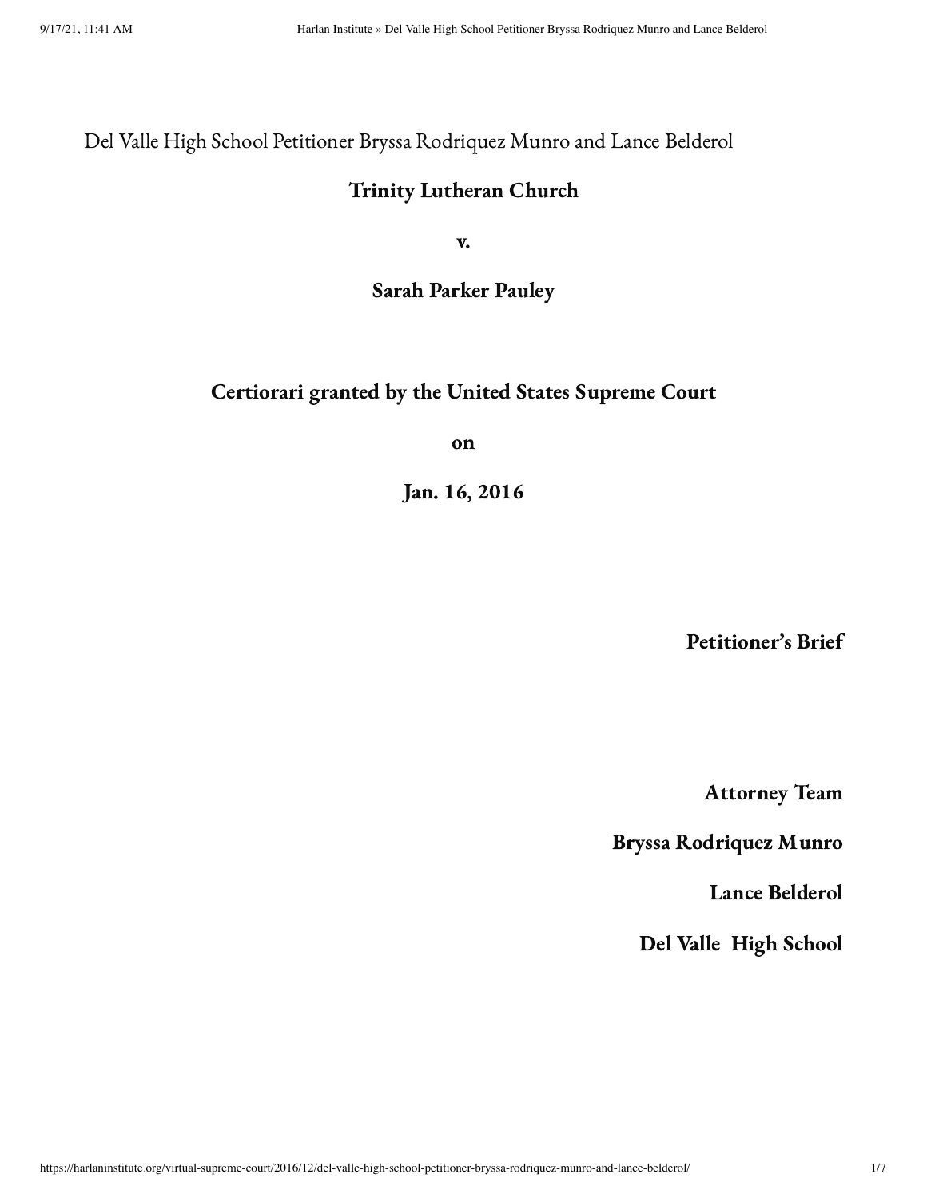Del Valle High School Petitioner Bryssa Rodriquez Munro and Lance Belderol

**Trinity Lutheran Church**

**v.**

**Sarah Parker Pauley**

**Certiorari granted by the United States Supreme Court**

**on**

**Jan. 16, 2016**

**Petitioner's Brief**

**Attorney Team**

**Bryssa Rodriquez Munro**

**Lance Belderol**

**Del Valle High School**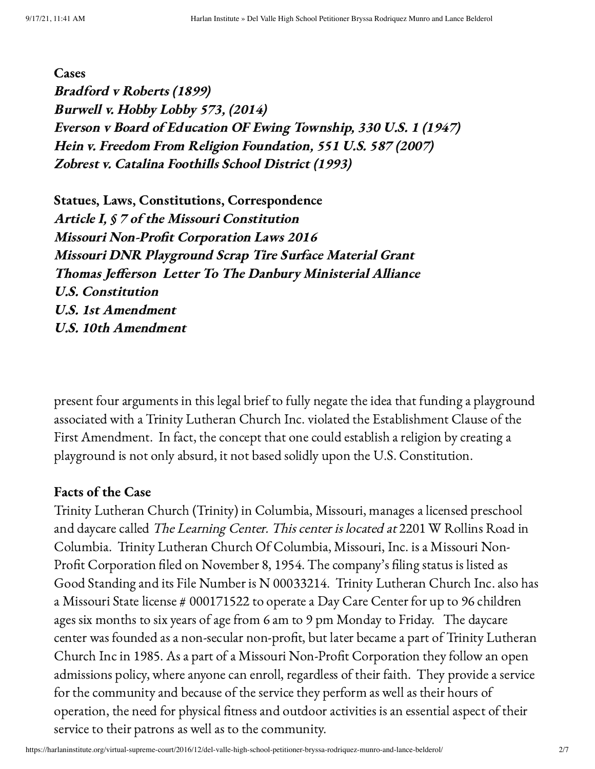**Cases**

***Bradford v Roberts (1899)***

***Burwell v. Hobby Lobby 573, (2014)***

***Everson v Board of Education OF Ewing Township, 330 U.S. 1 (1947)***

***Hein v. Freedom From Religion Foundation, 551 U.S. 587 (2007)***

***Zobrest v. Catalina Foothills School District (1993)***

**Statues, Laws, Constitutions, Correspondence**

***Article I, § 7 of the Missouri Constitution***

***Missouri Non-Profit Corporation Laws 2016***

***Missouri DNR Playground Scrap Tire Surface Material Grant***

***Thomas Jefferson Letter To The Danbury Ministerial Alliance***

***U.S. Constitution***

***U.S. 1st Amendment***

***U.S. 10th Amendment***

present four arguments in this legal brief to fully negate the idea that funding a playground associated with a Trinity Lutheran Church Inc. violated the Establishment Clause of the First Amendment. In fact, the concept that one could establish a religion by creating a playground is not only absurd, it not based solidly upon the U.S. Constitution.

**Facts of the Case**

Trinity Lutheran Church (Trinity) in Columbia, Missouri, manages a licensed preschool and daycare called *The Learning Center. This center is located at* 2201 W Rollins Road in Columbia. Trinity Lutheran Church Of Columbia, Missouri, Inc. is a Missouri Non-Profit Corporation filed on November 8, 1954. The company's filing status is listed as Good Standing and its File Number is N 00033214. Trinity Lutheran Church Inc. also has a Missouri State license # 000171522 to operate a Day Care Center for up to 96 children ages six months to six years of age from 6 am to 9 pm Monday to Friday. The daycare center was founded as a non-secular non-profit, but later became a part of Trinity Lutheran Church Inc in 1985. As a part of a Missouri Non-Profit Corporation they follow an open admissions policy, where anyone can enroll, regardless of their faith. They provide a service for the community and because of the service they perform as well as their hours of operation, the need for physical fitness and outdoor activities is an essential aspect of their service to their patrons as well as to the community.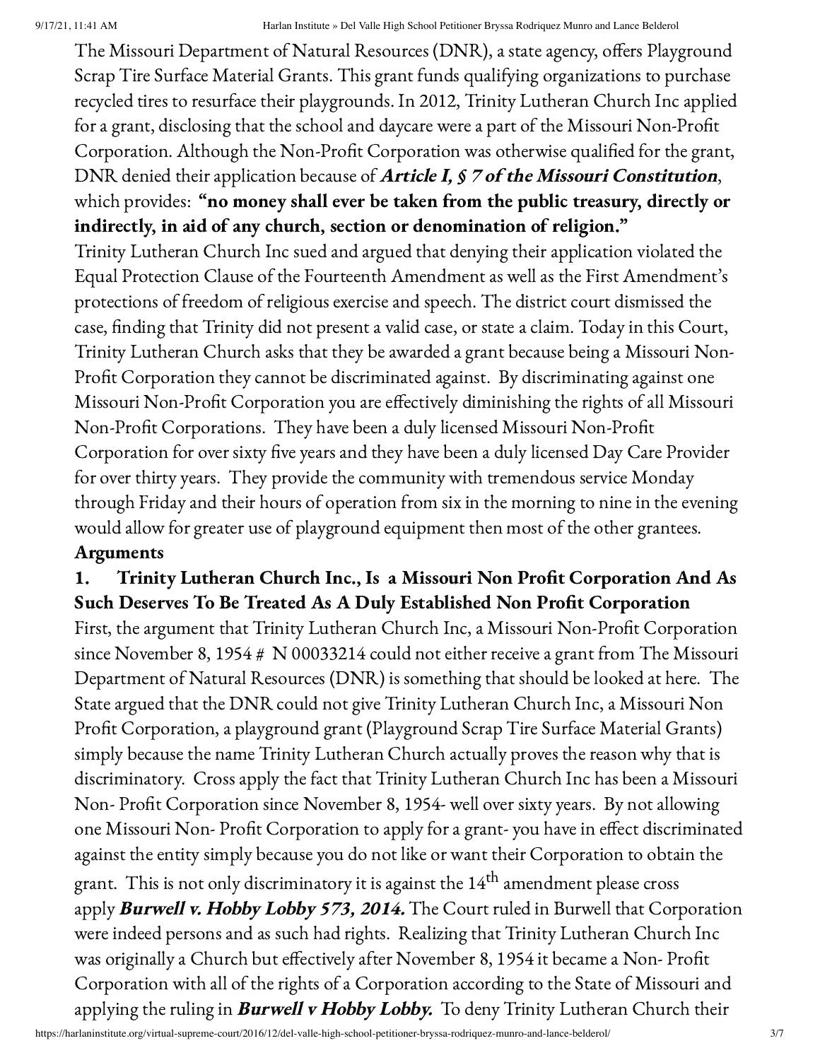The Missouri Department of Natural Resources (DNR), a state agency, offers Playground Scrap Tire Surface Material Grants. This grant funds qualifying organizations to purchase recycled tires to resurface their playgrounds. In 2012, Trinity Lutheran Church Inc applied for a grant, disclosing that the school and daycare were a part of the Missouri Non-Profit Corporation. Although the Non-Profit Corporation was otherwise qualified for the grant, DNR denied their application because of ***Article I, § 7 of the Missouri Constitution***, which provides: **"no money shall ever be taken from the public treasury, directly or indirectly, in aid of any church, section or denomination of religion."**

Trinity Lutheran Church Inc sued and argued that denying their application violated the Equal Protection Clause of the Fourteenth Amendment as well as the First Amendment's protections of freedom of religious exercise and speech. The district court dismissed the case, finding that Trinity did not present a valid case, or state a claim. Today in this Court, Trinity Lutheran Church asks that they be awarded a grant because being a Missouri Non-Profit Corporation they cannot be discriminated against. By discriminating against one Missouri Non-Profit Corporation you are effectively diminishing the rights of all Missouri Non-Profit Corporations. They have been a duly licensed Missouri Non-Profit Corporation for over sixty five years and they have been a duly licensed Day Care Provider for over thirty years. They provide the community with tremendous service Monday through Friday and their hours of operation from six in the morning to nine in the evening would allow for greater use of playground equipment then most of the other grantees.

**Arguments**

**1. Trinity Lutheran Church Inc., Is a Missouri Non Profit Corporation And As Such Deserves To Be Treated As A Duly Established Non Profit Corporation**

First, the argument that Trinity Lutheran Church Inc, a Missouri Non-Profit Corporation since November 8, 1954 # N 00033214 could not either receive a grant from The Missouri Department of Natural Resources (DNR) is something that should be looked at here. The State argued that the DNR could not give Trinity Lutheran Church Inc, a Missouri Non Profit Corporation, a playground grant (Playground Scrap Tire Surface Material Grants) simply because the name Trinity Lutheran Church actually proves the reason why that is discriminatory. Cross apply the fact that Trinity Lutheran Church Inc has been a Missouri Non- Profit Corporation since November 8, 1954- well over sixty years. By not allowing one Missouri Non- Profit Corporation to apply for a grant- you have in effect discriminated against the entity simply because you do not like or want their Corporation to obtain the grant. This is not only discriminatory it is against the 14th amendment please cross apply ***Burwell v. Hobby Lobby 573, 2014.*** The Court ruled in Burwell that Corporation were indeed persons and as such had rights. Realizing that Trinity Lutheran Church Inc was originally a Church but effectively after November 8, 1954 it became a Non- Profit Corporation with all of the rights of a Corporation according to the State of Missouri and applying the ruling in ***Burwell v Hobby Lobby.*** To deny Trinity Lutheran Church their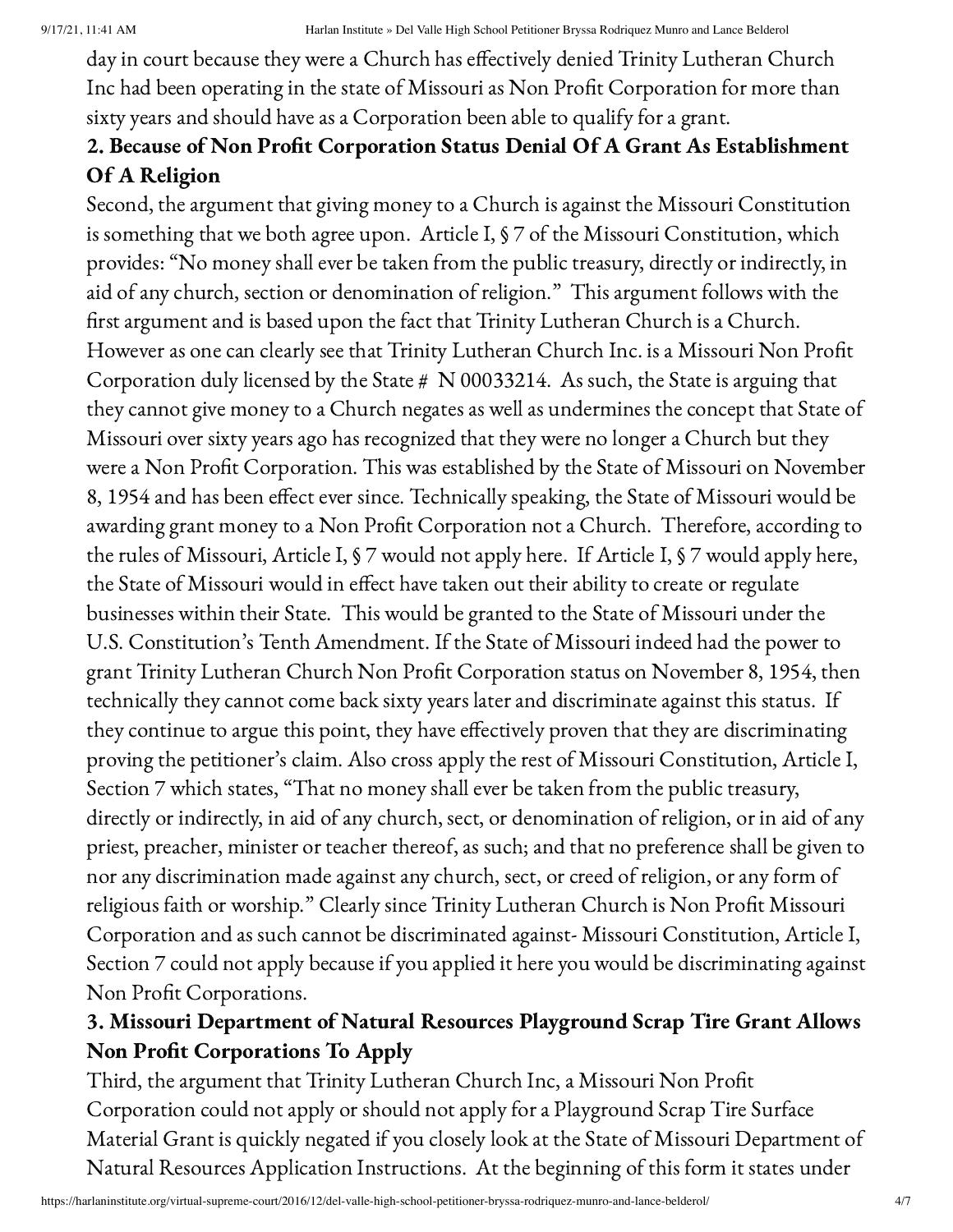day in court because they were a Church has effectively denied Trinity Lutheran Church Inc had been operating in the state of Missouri as Non Profit Corporation for more than sixty years and should have as a Corporation been able to qualify for a grant.

**2. Because of Non Profit Corporation Status Denial Of A Grant As Establishment Of A Religion**

Second, the argument that giving money to a Church is against the Missouri Constitution is something that we both agree upon. Article I, § 7 of the Missouri Constitution, which provides: "No money shall ever be taken from the public treasury, directly or indirectly, in aid of any church, section or denomination of religion." This argument follows with the first argument and is based upon the fact that Trinity Lutheran Church is a Church. However as one can clearly see that Trinity Lutheran Church Inc. is a Missouri Non Profit Corporation duly licensed by the State # N 00033214. As such, the State is arguing that they cannot give money to a Church negates as well as undermines the concept that State of Missouri over sixty years ago has recognized that they were no longer a Church but they were a Non Profit Corporation. This was established by the State of Missouri on November 8, 1954 and has been effect ever since. Technically speaking, the State of Missouri would be awarding grant money to a Non Profit Corporation not a Church. Therefore, according to the rules of Missouri, Article I, § 7 would not apply here. If Article I, § 7 would apply here, the State of Missouri would in effect have taken out their ability to create or regulate businesses within their State. This would be granted to the State of Missouri under the U.S. Constitution's Tenth Amendment. If the State of Missouri indeed had the power to grant Trinity Lutheran Church Non Profit Corporation status on November 8, 1954, then technically they cannot come back sixty years later and discriminate against this status. If they continue to argue this point, they have effectively proven that they are discriminating proving the petitioner's claim. Also cross apply the rest of Missouri Constitution, Article I, Section 7 which states, "That no money shall ever be taken from the public treasury, directly or indirectly, in aid of any church, sect, or denomination of religion, or in aid of any priest, preacher, minister or teacher thereof, as such; and that no preference shall be given to nor any discrimination made against any church, sect, or creed of religion, or any form of religious faith or worship." Clearly since Trinity Lutheran Church is Non Profit Missouri Corporation and as such cannot be discriminated against- Missouri Constitution, Article I, Section 7 could not apply because if you applied it here you would be discriminating against Non Profit Corporations.

**3. Missouri Department of Natural Resources Playground Scrap Tire Grant Allows Non Profit Corporations To Apply**

Third, the argument that Trinity Lutheran Church Inc, a Missouri Non Profit Corporation could not apply or should not apply for a Playground Scrap Tire Surface Material Grant is quickly negated if you closely look at the State of Missouri Department of Natural Resources Application Instructions. At the beginning of this form it states under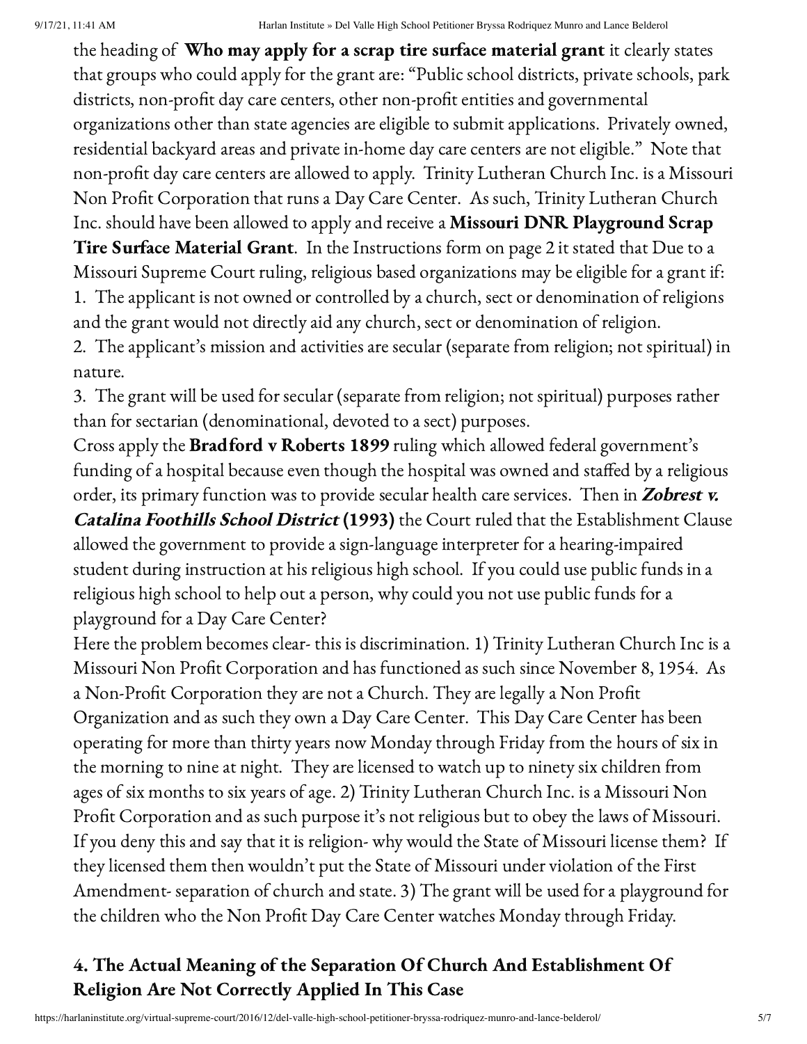the heading of **Who may apply for a scrap tire surface material grant** it clearly states that groups who could apply for the grant are: "Public school districts, private schools, park districts, non-profit day care centers, other non-profit entities and governmental organizations other than state agencies are eligible to submit applications. Privately owned, residential backyard areas and private in-home day care centers are not eligible." Note that non-profit day care centers are allowed to apply. Trinity Lutheran Church Inc. is a Missouri Non Profit Corporation that runs a Day Care Center. As such, Trinity Lutheran Church Inc. should have been allowed to apply and receive a **Missouri DNR Playground Scrap Tire Surface Material Grant**. In the Instructions form on page 2 it stated that Due to a Missouri Supreme Court ruling, religious based organizations may be eligible for a grant if:

1. The applicant is not owned or controlled by a church, sect or denomination of religions and the grant would not directly aid any church, sect or denomination of religion.
2. The applicant's mission and activities are secular (separate from religion; not spiritual) in nature.
3. The grant will be used for secular (separate from religion; not spiritual) purposes rather than for sectarian (denominational, devoted to a sect) purposes.

Cross apply the **Bradford v Roberts 1899** ruling which allowed federal government's funding of a hospital because even though the hospital was owned and staffed by a religious order, its primary function was to provide secular health care services. Then in ***Zobrest v. Catalina Foothills School District*** **(1993)** the Court ruled that the Establishment Clause allowed the government to provide a sign-language interpreter for a hearing-impaired student during instruction at his religious high school. If you could use public funds in a religious high school to help out a person, why could you not use public funds for a playground for a Day Care Center?

Here the problem becomes clear- this is discrimination. 1) Trinity Lutheran Church Inc is a Missouri Non Profit Corporation and has functioned as such since November 8, 1954. As a Non-Profit Corporation they are not a Church. They are legally a Non Profit Organization and as such they own a Day Care Center. This Day Care Center has been operating for more than thirty years now Monday through Friday from the hours of six in the morning to nine at night. They are licensed to watch up to ninety six children from ages of six months to six years of age. 2) Trinity Lutheran Church Inc. is a Missouri Non Profit Corporation and as such purpose it's not religious but to obey the laws of Missouri. If you deny this and say that it is religion- why would the State of Missouri license them? If they licensed them then wouldn't put the State of Missouri under violation of the First Amendment- separation of church and state. 3) The grant will be used for a playground for the children who the Non Profit Day Care Center watches Monday through Friday.

## 4. The Actual Meaning of the Separation Of Church And Establishment Of Religion Are Not Correctly Applied In This Case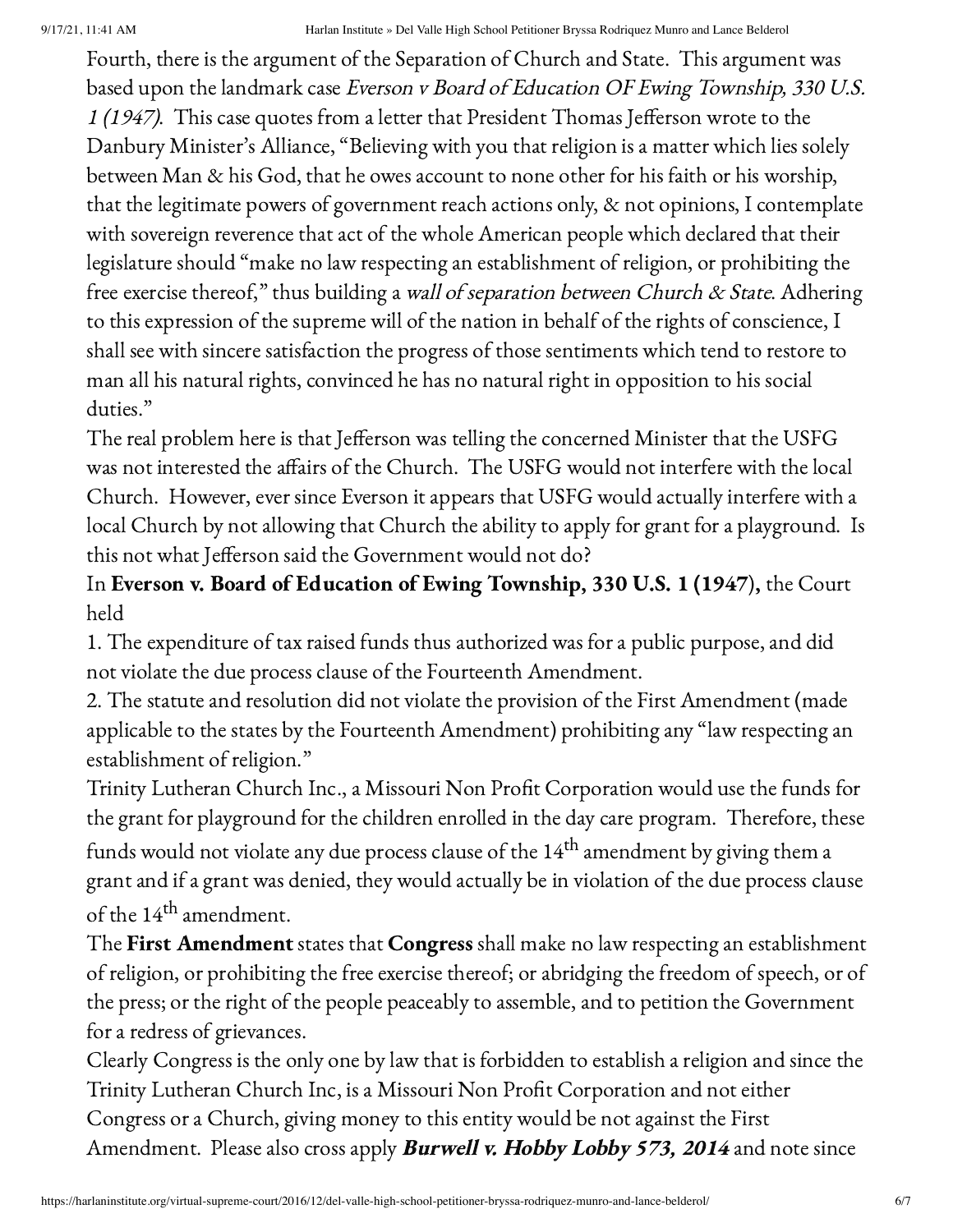Fourth, there is the argument of the Separation of Church and State. This argument was based upon the landmark case *Everson v Board of Education OF Ewing Township, 330 U.S. 1 (1947)*. This case quotes from a letter that President Thomas Jefferson wrote to the Danbury Minister's Alliance, "Believing with you that religion is a matter which lies solely between Man & his God, that he owes account to none other for his faith or his worship, that the legitimate powers of government reach actions only, & not opinions, I contemplate with sovereign reverence that act of the whole American people which declared that their legislature should "make no law respecting an establishment of religion, or prohibiting the free exercise thereof," thus building a *wall of separation between Church & State*. Adhering to this expression of the supreme will of the nation in behalf of the rights of conscience, I shall see with sincere satisfaction the progress of those sentiments which tend to restore to man all his natural rights, convinced he has no natural right in opposition to his social duties."

The real problem here is that Jefferson was telling the concerned Minister that the USFG was not interested the affairs of the Church. The USFG would not interfere with the local Church. However, ever since Everson it appears that USFG would actually interfere with a local Church by not allowing that Church the ability to apply for grant for a playground. Is this not what Jefferson said the Government would not do?

In **Everson v. Board of Education of Ewing Township, 330 U.S. 1 (1947)**, the Court held

1. The expenditure of tax raised funds thus authorized was for a public purpose, and did not violate the due process clause of the Fourteenth Amendment.
2. The statute and resolution did not violate the provision of the First Amendment (made applicable to the states by the Fourteenth Amendment) prohibiting any "law respecting an establishment of religion."

Trinity Lutheran Church Inc., a Missouri Non Profit Corporation would use the funds for the grant for playground for the children enrolled in the day care program. Therefore, these funds would not violate any due process clause of the 14th amendment by giving them a grant and if a grant was denied, they would actually be in violation of the due process clause of the 14th amendment.

The **First Amendment** states that **Congress** shall make no law respecting an establishment of religion, or prohibiting the free exercise thereof; or abridging the freedom of speech, or of the press; or the right of the people peaceably to assemble, and to petition the Government for a redress of grievances.

Clearly Congress is the only one by law that is forbidden to establish a religion and since the Trinity Lutheran Church Inc, is a Missouri Non Profit Corporation and not either Congress or a Church, giving money to this entity would be not against the First Amendment. Please also cross apply ***Burwell v. Hobby Lobby 573, 2014*** and note since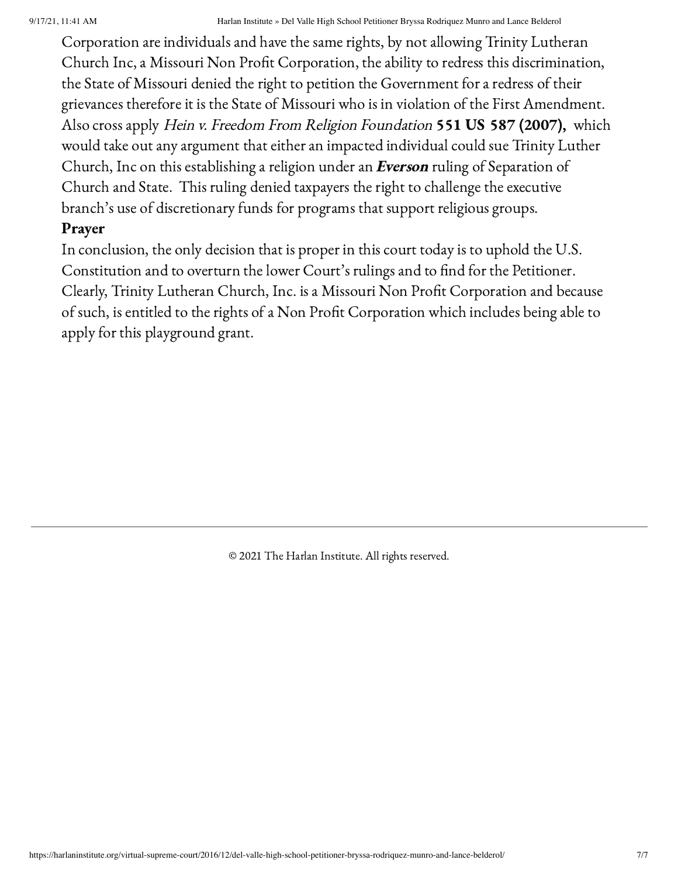Corporation are individuals and have the same rights, by not allowing Trinity Lutheran Church Inc, a Missouri Non Profit Corporation, the ability to redress this discrimination, the State of Missouri denied the right to petition the Government for a redress of their grievances therefore it is the State of Missouri who is in violation of the First Amendment. Also cross apply *Hein v. Freedom From Religion Foundation* **551 US 587 (2007),** which would take out any argument that either an impacted individual could sue Trinity Luther Church, Inc on this establishing a religion under an ***Everson*** ruling of Separation of Church and State. This ruling denied taxpayers the right to challenge the executive branch's use of discretionary funds for programs that support religious groups.

**Prayer**

In conclusion, the only decision that is proper in this court today is to uphold the U.S. Constitution and to overturn the lower Court's rulings and to find for the Petitioner. Clearly, Trinity Lutheran Church, Inc. is a Missouri Non Profit Corporation and because of such, is entitled to the rights of a Non Profit Corporation which includes being able to apply for this playground grant.

---

© 2021 The Harlan Institute. All rights reserved.